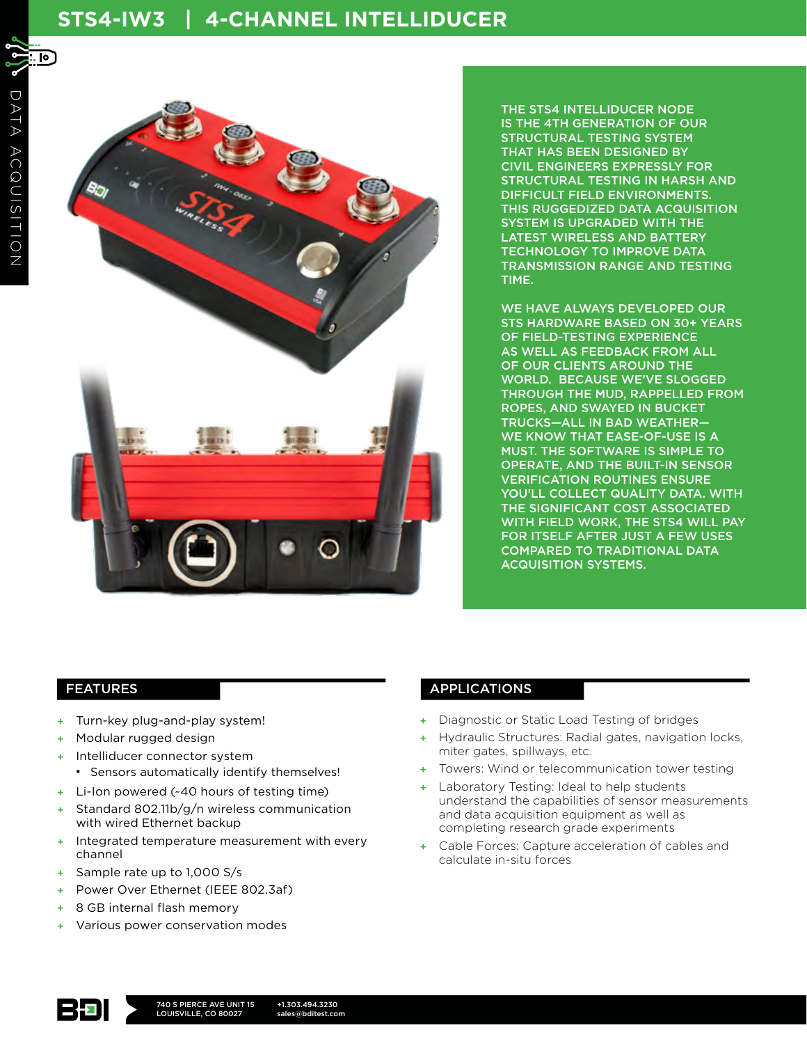# STS4-IW3 | 4-CHANNEL INTELLIDUCER

DATA ACQUISITION

THE STS4 INTELLIDUCER NODE IS THE 4TH GENERATION OF OUR STRUCTURAL TESTING SYSTEM THAT HAS BEEN DESIGNED BY CIVIL ENGINEERS EXPRESSLY FOR STRUCTURAL TESTING IN HARSH AND DIFFICULT FIELD ENVIRONMENTS. THIS RUGGEDIZED DATA ACQUISITION SYSTEM IS UPGRADED WITH THE LATEST WIRELESS AND BATTERY TECHNOLOGY TO IMPROVE DATA TRANSMISSION RANGE AND TESTING TIME.

WE HAVE ALWAYS DEVELOPED OUR STS HARDWARE BASED ON 30+ YEARS OF FIELD-TESTING EXPERIENCE AS WELL AS FEEDBACK FROM ALL OF OUR CLIENTS AROUND THE WORLD. BECAUSE WE'VE SLOGGED THROUGH THE MUD, RAPPELLED FROM ROPES, AND SWAYED IN BUCKET TRUCKS—ALL IN BAD WEATHER—WE KNOW THAT EASE-OF-USE IS A MUST. THE SOFTWARE IS SIMPLE TO OPERATE, AND THE BUILT-IN SENSOR VERIFICATION ROUTINES ENSURE YOU'LL COLLECT QUALITY DATA. WITH THE SIGNIFICANT COST ASSOCIATED WITH FIELD WORK, THE STS4 WILL PAY FOR ITSELF AFTER JUST A FEW USES COMPARED TO TRADITIONAL DATA ACQUISITION SYSTEMS.

## FEATURES

- Turn-key plug-and-play system!
- Modular rugged design
- Intelliducer connector system
  - Sensors automatically identify themselves!
- Li-Ion powered (~40 hours of testing time)
- Standard 802.11b/g/n wireless communication with wired Ethernet backup
- Integrated temperature measurement with every channel
- Sample rate up to 1,000 S/s
- Power Over Ethernet (IEEE 802.3af)
- 8 GB internal flash memory
- Various power conservation modes

## APPLICATIONS

- Diagnostic or Static Load Testing of bridges
- Hydraulic Structures: Radial gates, navigation locks, miter gates, spillways, etc.
- Towers: Wind or telecommunication tower testing
- Laboratory Testing: Ideal to help students understand the capabilities of sensor measurements and data acquisition equipment as well as completing research grade experiments
- Cable Forces: Capture acceleration of cables and calculate in-situ forces

BDI | 740 S PIERCE AVE UNIT 15 LOUISVILLE, CO 80027 | +1.303.494.3230 sales@bditest.com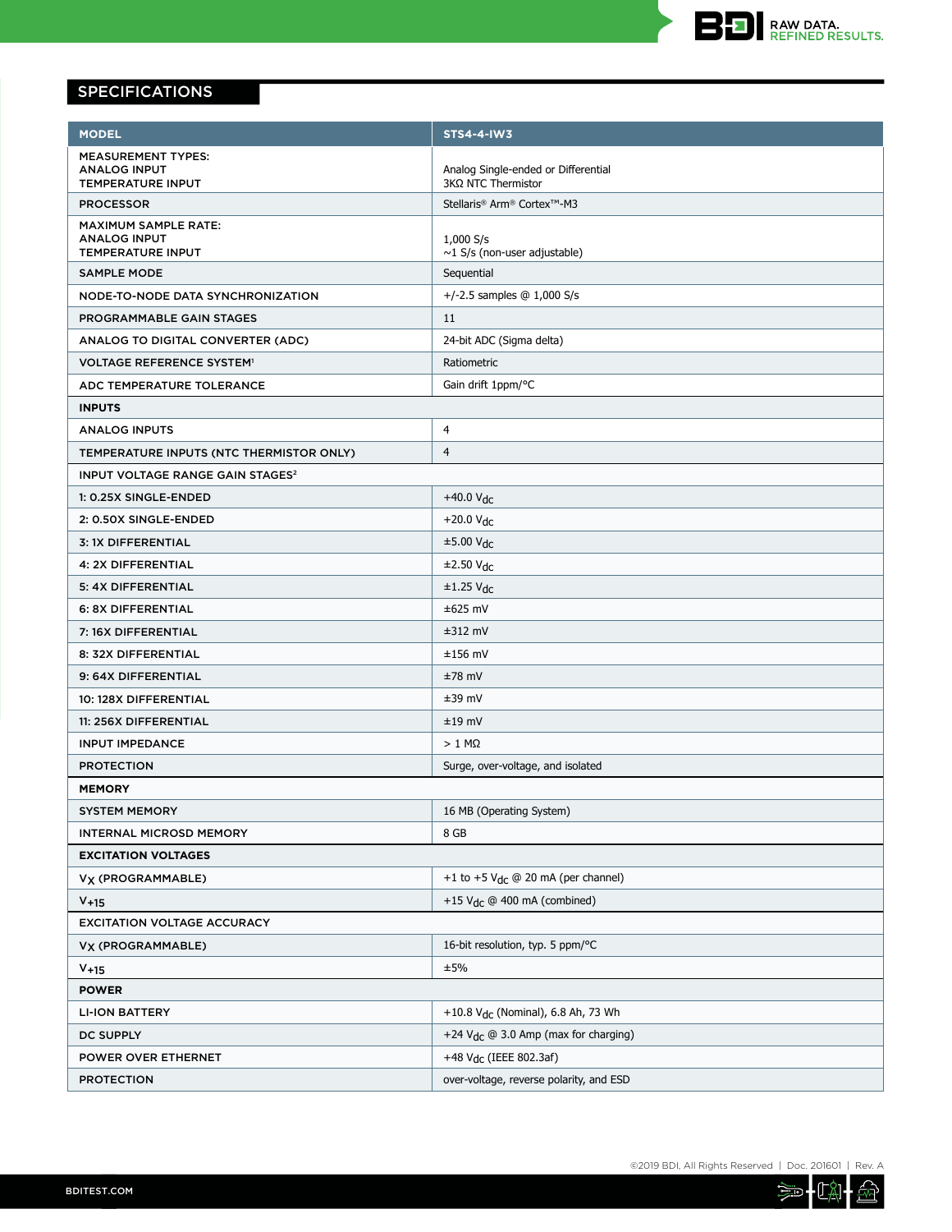## SPECIFICATIONS

| MODEL | STS4-4-IW3 |
|---|---|
| MEASUREMENT TYPES:<br>ANALOG INPUT<br>TEMPERATURE INPUT | <br>Analog Single-ended or Differential<br>3KΩ NTC Thermistor |
| PROCESSOR | Stellaris® Arm® Cortex™-M3 |
| MAXIMUM SAMPLE RATE:<br>ANALOG INPUT<br>TEMPERATURE INPUT | <br>1,000 S/s<br>~1 S/s (non-user adjustable) |
| SAMPLE MODE | Sequential |
| NODE-TO-NODE DATA SYNCHRONIZATION | +/-2.5 samples @ 1,000 S/s |
| PROGRAMMABLE GAIN STAGES | 11 |
| ANALOG TO DIGITAL CONVERTER (ADC) | 24-bit ADC (Sigma delta) |
| VOLTAGE REFERENCE SYSTEM[1] | Ratiometric |
| ADC TEMPERATURE TOLERANCE | Gain drift 1ppm/°C |
| **INPUTS** | |
| ANALOG INPUTS | 4 |
| TEMPERATURE INPUTS (NTC THERMISTOR ONLY) | 4 |
| INPUT VOLTAGE RANGE GAIN STAGES[2] | |
| 1: 0.25X SINGLE-ENDED | +40.0 $V_{dc}$ |
| 2: 0.50X SINGLE-ENDED | +20.0 $V_{dc}$ |
| 3: 1X DIFFERENTIAL | ±5.00 $V_{dc}$ |
| 4: 2X DIFFERENTIAL | ±2.50 $V_{dc}$ |
| 5: 4X DIFFERENTIAL | ±1.25 $V_{dc}$ |
| 6: 8X DIFFERENTIAL | ±625 mV |
| 7: 16X DIFFERENTIAL | ±312 mV |
| 8: 32X DIFFERENTIAL | ±156 mV |
| 9: 64X DIFFERENTIAL | ±78 mV |
| 10: 128X DIFFERENTIAL | ±39 mV |
| 11: 256X DIFFERENTIAL | ±19 mV |
| INPUT IMPEDANCE | > 1 MΩ |
| PROTECTION | Surge, over-voltage, and isolated |
| **MEMORY** | |
| SYSTEM MEMORY | 16 MB (Operating System) |
| INTERNAL MICROSD MEMORY | 8 GB |
| **EXCITATION VOLTAGES** | |
| $V_X$ (PROGRAMMABLE) | +1 to +5 $V_{dc}$ @ 20 mA (per channel) |
| $V_{+15}$ | +15 $V_{dc}$ @ 400 mA (combined) |
| EXCITATION VOLTAGE ACCURACY | |
| $V_X$ (PROGRAMMABLE) | 16-bit resolution, typ. 5 ppm/°C |
| $V_{+15}$ | ±5% |
| **POWER** | |
| LI-ION BATTERY | +10.8 $V_{dc}$ (Nominal), 6.8 Ah, 73 Wh |
| DC SUPPLY | +24 $V_{dc}$ @ 3.0 Amp (max for charging) |
| POWER OVER ETHERNET | +48 $V_{dc}$ (IEEE 802.3af) |
| PROTECTION | over-voltage, reverse polarity, and ESD |

©2019 BDI, All Rights Reserved | Doc. 201601 | Rev. A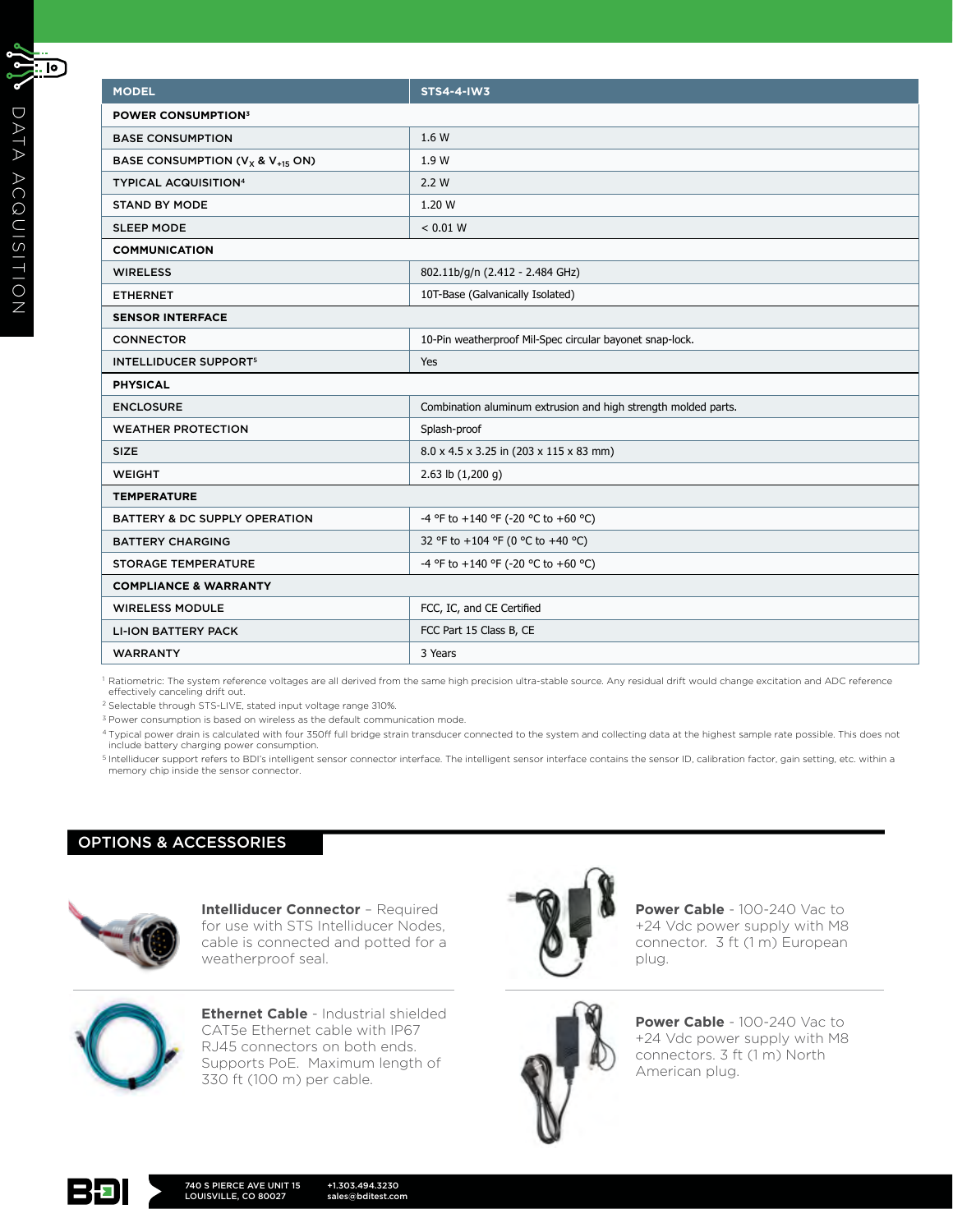| MODEL | STS4-4-IW3 |
|---|---|
| **POWER CONSUMPTION[3]** | |
| BASE CONSUMPTION | 1.6 W |
| BASE CONSUMPTION ($V_X$ & $V_{+15}$ ON) | 1.9 W |
| TYPICAL ACQUISITION[4] | 2.2 W |
| STAND BY MODE | 1.20 W |
| SLEEP MODE | < 0.01 W |
| **COMMUNICATION** | |
| WIRELESS | 802.11b/g/n (2.412 - 2.484 GHz) |
| ETHERNET | 10T-Base (Galvanically Isolated) |
| **SENSOR INTERFACE** | |
| CONNECTOR | 10-Pin weatherproof Mil-Spec circular bayonet snap-lock. |
| INTELLIDUCER SUPPORT[5] | Yes |
| **PHYSICAL** | |
| ENCLOSURE | Combination aluminum extrusion and high strength molded parts. |
| WEATHER PROTECTION | Splash-proof |
| SIZE | 8.0 x 4.5 x 3.25 in (203 x 115 x 83 mm) |
| WEIGHT | 2.63 lb (1,200 g) |
| **TEMPERATURE** | |
| BATTERY & DC SUPPLY OPERATION | -4 °F to +140 °F (-20 °C to +60 °C) |
| BATTERY CHARGING | 32 °F to +104 °F (0 °C to +40 °C) |
| STORAGE TEMPERATURE | -4 °F to +140 °F (-20 °C to +60 °C) |
| **COMPLIANCE & WARRANTY** | |
| WIRELESS MODULE | FCC, IC, and CE Certified |
| LI-ION BATTERY PACK | FCC Part 15 Class B, CE |
| WARRANTY | 3 Years |

[1] Ratiometric: The system reference voltages are all derived from the same high precision ultra-stable source. Any residual drift would change excitation and ADC reference effectively canceling drift out.

[2] Selectable through STS-LIVE, stated input voltage range 310%.

[3] Power consumption is based on wireless as the default communication mode.

[4] Typical power drain is calculated with four 350ff full bridge strain transducer connected to the system and collecting data at the highest sample rate possible. This does not include battery charging power consumption.

[5] Intelliducer support refers to BDI's intelligent sensor connector interface. The intelligent sensor interface contains the sensor ID, calibration factor, gain setting, etc. within a memory chip inside the sensor connector.

## OPTIONS & ACCESSORIES

**Intelliducer Connector** – Required for use with STS Intelliducer Nodes, cable is connected and potted for a weatherproof seal.

**Ethernet Cable** - Industrial shielded CAT5e Ethernet cable with IP67 RJ45 connectors on both ends. Supports PoE. Maximum length of 330 ft (100 m) per cable.

**Power Cable** - 100-240 Vac to +24 Vdc power supply with M8 connector. 3 ft (1 m) European plug.

**Power Cable** - 100-240 Vac to +24 Vdc power supply with M8 connectors. 3 ft (1 m) North American plug.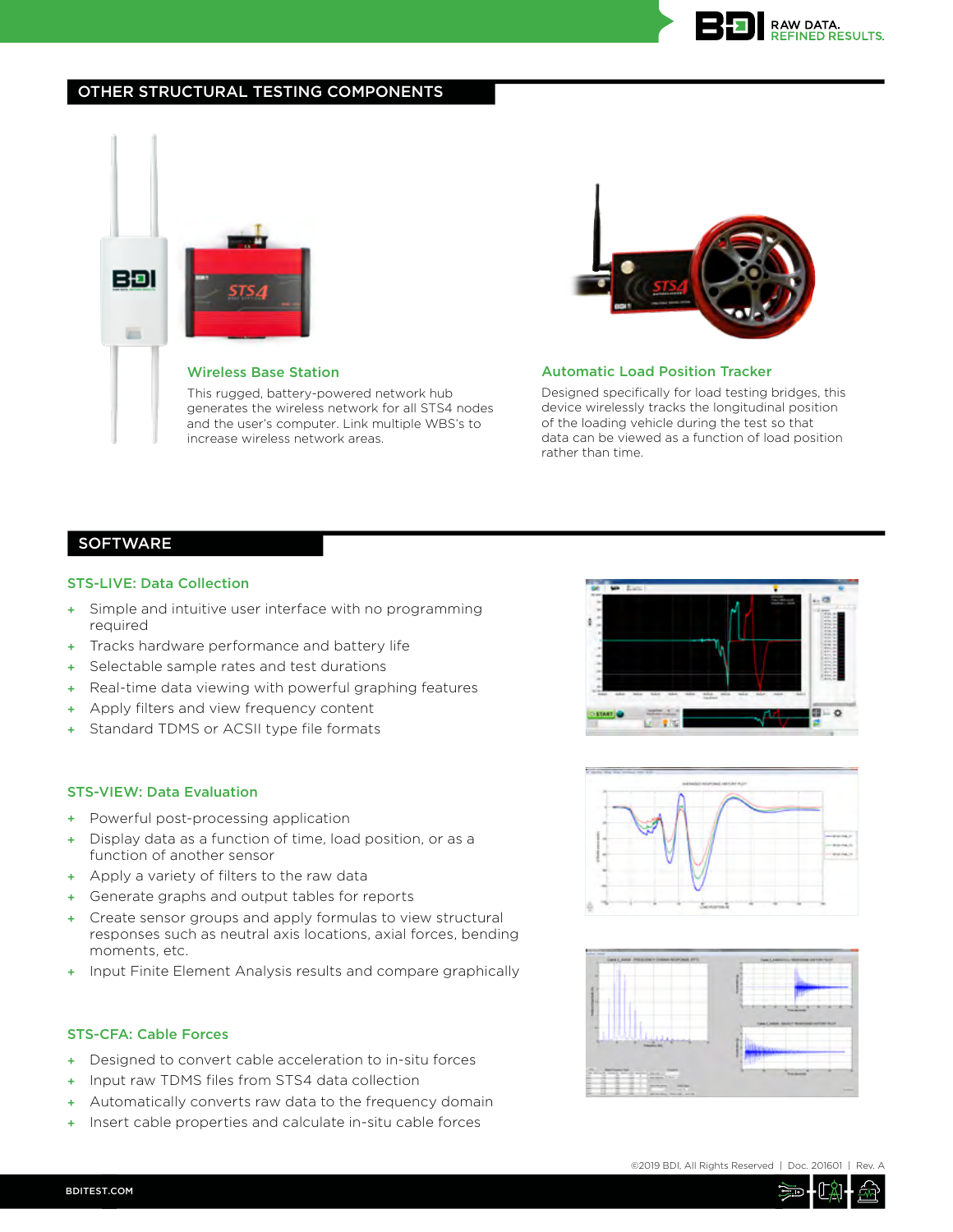## OTHER STRUCTURAL TESTING COMPONENTS

### Wireless Base Station

This rugged, battery-powered network hub generates the wireless network for all STS4 nodes and the user's computer. Link multiple WBS's to increase wireless network areas.

### Automatic Load Position Tracker

Designed specifically for load testing bridges, this device wirelessly tracks the longitudinal position of the loading vehicle during the test so that data can be viewed as a function of load position rather than time.

## SOFTWARE

### STS-LIVE: Data Collection

+ Simple and intuitive user interface with no programming required
+ Tracks hardware performance and battery life
+ Selectable sample rates and test durations
+ Real-time data viewing with powerful graphing features
+ Apply filters and view frequency content
+ Standard TDMS or ACSII type file formats

### STS-VIEW: Data Evaluation

+ Powerful post-processing application
+ Display data as a function of time, load position, or as a function of another sensor
+ Apply a variety of filters to the raw data
+ Generate graphs and output tables for reports
+ Create sensor groups and apply formulas to view structural responses such as neutral axis locations, axial forces, bending moments, etc.
+ Input Finite Element Analysis results and compare graphically

### STS-CFA: Cable Forces

+ Designed to convert cable acceleration to in-situ forces
+ Input raw TDMS files from STS4 data collection
+ Automatically converts raw data to the frequency domain
+ Insert cable properties and calculate in-situ cable forces

©2019 BDI, All Rights Reserved | Doc. 201601 | Rev. A

BDITEST.COM